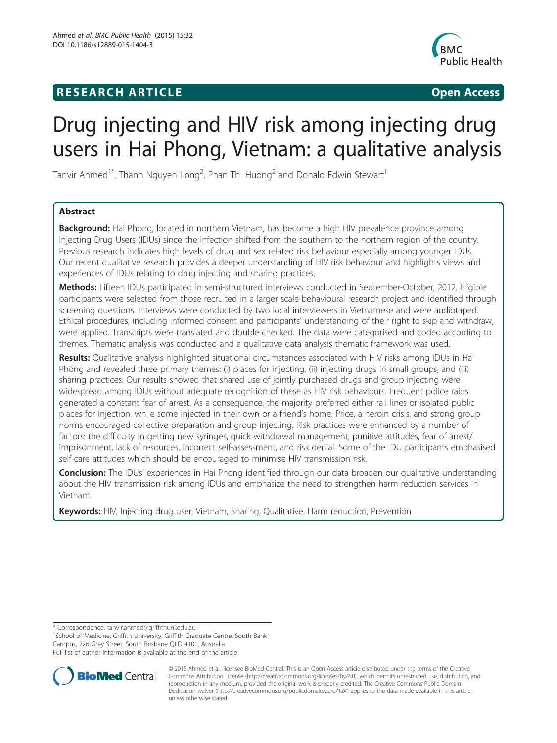RESEARCH ARTICLE

Open Access

# Drug injecting and HIV risk among injecting drug users in Hai Phong, Vietnam: a qualitative analysis

Tanvir Ahmed[1*], Thanh Nguyen Long[2], Phan Thi Huong[2] and Donald Edwin Stewart[1]

## Abstract

**Background:** Hai Phong, located in northern Vietnam, has become a high HIV prevalence province among Injecting Drug Users (IDUs) since the infection shifted from the southern to the northern region of the country. Previous research indicates high levels of drug and sex related risk behaviour especially among younger IDUs. Our recent qualitative research provides a deeper understanding of HIV risk behaviour and highlights views and experiences of IDUs relating to drug injecting and sharing practices.

**Methods:** Fifteen IDUs participated in semi-structured interviews conducted in September-October, 2012. Eligible participants were selected from those recruited in a larger scale behavioural research project and identified through screening questions. Interviews were conducted by two local interviewers in Vietnamese and were audiotaped. Ethical procedures, including informed consent and participants' understanding of their right to skip and withdraw, were applied. Transcripts were translated and double checked. The data were categorised and coded according to themes. Thematic analysis was conducted and a qualitative data analysis thematic framework was used.

**Results:** Qualitative analysis highlighted situational circumstances associated with HIV risks among IDUs in Hai Phong and revealed three primary themes: (i) places for injecting, (ii) injecting drugs in small groups, and (iii) sharing practices. Our results showed that shared use of jointly purchased drugs and group injecting were widespread among IDUs without adequate recognition of these as HIV risk behaviours. Frequent police raids generated a constant fear of arrest. As a consequence, the majority preferred either rail lines or isolated public places for injection, while some injected in their own or a friend's home. Price, a heroin crisis, and strong group norms encouraged collective preparation and group injecting. Risk practices were enhanced by a number of factors: the difficulty in getting new syringes, quick withdrawal management, punitive attitudes, fear of arrest/imprisonment, lack of resources, incorrect self-assessment, and risk denial. Some of the IDU participants emphasised self-care attitudes which should be encouraged to minimise HIV transmission risk.

**Conclusion:** The IDUs' experiences in Hai Phong identified through our data broaden our qualitative understanding about the HIV transmission risk among IDUs and emphasize the need to strengthen harm reduction services in Vietnam.

**Keywords:** HIV, Injecting drug user, Vietnam, Sharing, Qualitative, Harm reduction, Prevention

* Correspondence: tanvir.ahmed@griffithuni.edu.au
[1]School of Medicine, Griffith University, Griffith Graduate Centre, South Bank Campus, 226 Grey Street, South Brisbane QLD 4101, Australia
Full list of author information is available at the end of the article

© 2015 Ahmed et al.; licensee BioMed Central. This is an Open Access article distributed under the terms of the Creative Commons Attribution License (http://creativecommons.org/licenses/by/4.0), which permits unrestricted use, distribution, and reproduction in any medium, provided the original work is properly credited. The Creative Commons Public Domain Dedication waiver (http://creativecommons.org/publicdomain/zero/1.0/) applies to the data made available in this article, unless otherwise stated.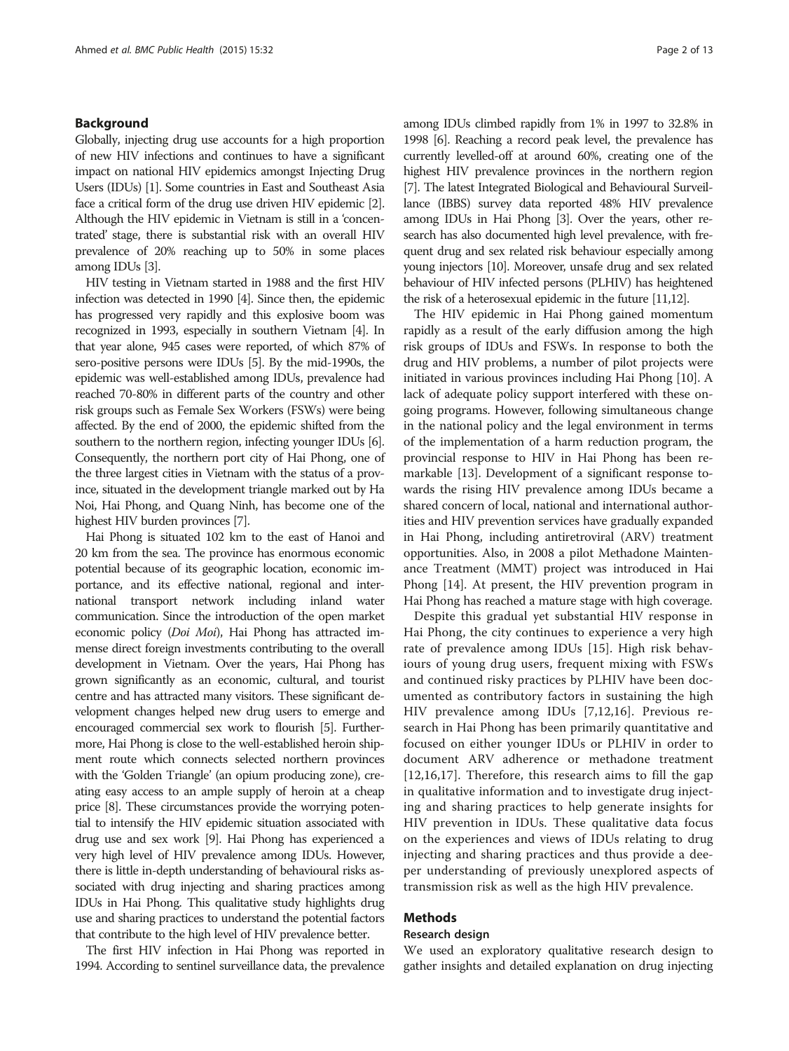## Background

Globally, injecting drug use accounts for a high proportion of new HIV infections and continues to have a significant impact on national HIV epidemics amongst Injecting Drug Users (IDUs) [1]. Some countries in East and Southeast Asia face a critical form of the drug use driven HIV epidemic [2]. Although the HIV epidemic in Vietnam is still in a 'concentrated' stage, there is substantial risk with an overall HIV prevalence of 20% reaching up to 50% in some places among IDUs [3].

HIV testing in Vietnam started in 1988 and the first HIV infection was detected in 1990 [4]. Since then, the epidemic has progressed very rapidly and this explosive boom was recognized in 1993, especially in southern Vietnam [4]. In that year alone, 945 cases were reported, of which 87% of sero-positive persons were IDUs [5]. By the mid-1990s, the epidemic was well-established among IDUs, prevalence had reached 70-80% in different parts of the country and other risk groups such as Female Sex Workers (FSWs) were being affected. By the end of 2000, the epidemic shifted from the southern to the northern region, infecting younger IDUs [6]. Consequently, the northern port city of Hai Phong, one of the three largest cities in Vietnam with the status of a province, situated in the development triangle marked out by Ha Noi, Hai Phong, and Quang Ninh, has become one of the highest HIV burden provinces [7].

Hai Phong is situated 102 km to the east of Hanoi and 20 km from the sea. The province has enormous economic potential because of its geographic location, economic importance, and its effective national, regional and international transport network including inland water communication. Since the introduction of the open market economic policy (*Doi Moi*), Hai Phong has attracted immense direct foreign investments contributing to the overall development in Vietnam. Over the years, Hai Phong has grown significantly as an economic, cultural, and tourist centre and has attracted many visitors. These significant development changes helped new drug users to emerge and encouraged commercial sex work to flourish [5]. Furthermore, Hai Phong is close to the well-established heroin shipment route which connects selected northern provinces with the 'Golden Triangle' (an opium producing zone), creating easy access to an ample supply of heroin at a cheap price [8]. These circumstances provide the worrying potential to intensify the HIV epidemic situation associated with drug use and sex work [9]. Hai Phong has experienced a very high level of HIV prevalence among IDUs. However, there is little in-depth understanding of behavioural risks associated with drug injecting and sharing practices among IDUs in Hai Phong. This qualitative study highlights drug use and sharing practices to understand the potential factors that contribute to the high level of HIV prevalence better.

The first HIV infection in Hai Phong was reported in 1994. According to sentinel surveillance data, the prevalence among IDUs climbed rapidly from 1% in 1997 to 32.8% in 1998 [6]. Reaching a record peak level, the prevalence has currently levelled-off at around 60%, creating one of the highest HIV prevalence provinces in the northern region [7]. The latest Integrated Biological and Behavioural Surveillance (IBBS) survey data reported 48% HIV prevalence among IDUs in Hai Phong [3]. Over the years, other research has also documented high level prevalence, with frequent drug and sex related risk behaviour especially among young injectors [10]. Moreover, unsafe drug and sex related behaviour of HIV infected persons (PLHIV) has heightened the risk of a heterosexual epidemic in the future [11,12].

The HIV epidemic in Hai Phong gained momentum rapidly as a result of the early diffusion among the high risk groups of IDUs and FSWs. In response to both the drug and HIV problems, a number of pilot projects were initiated in various provinces including Hai Phong [10]. A lack of adequate policy support interfered with these ongoing programs. However, following simultaneous change in the national policy and the legal environment in terms of the implementation of a harm reduction program, the provincial response to HIV in Hai Phong has been remarkable [13]. Development of a significant response towards the rising HIV prevalence among IDUs became a shared concern of local, national and international authorities and HIV prevention services have gradually expanded in Hai Phong, including antiretroviral (ARV) treatment opportunities. Also, in 2008 a pilot Methadone Maintenance Treatment (MMT) project was introduced in Hai Phong [14]. At present, the HIV prevention program in Hai Phong has reached a mature stage with high coverage.

Despite this gradual yet substantial HIV response in Hai Phong, the city continues to experience a very high rate of prevalence among IDUs [15]. High risk behaviours of young drug users, frequent mixing with FSWs and continued risky practices by PLHIV have been documented as contributory factors in sustaining the high HIV prevalence among IDUs [7,12,16]. Previous research in Hai Phong has been primarily quantitative and focused on either younger IDUs or PLHIV in order to document ARV adherence or methadone treatment [12,16,17]. Therefore, this research aims to fill the gap in qualitative information and to investigate drug injecting and sharing practices to help generate insights for HIV prevention in IDUs. These qualitative data focus on the experiences and views of IDUs relating to drug injecting and sharing practices and thus provide a deeper understanding of previously unexplored aspects of transmission risk as well as the high HIV prevalence.

## Methods

### Research design

We used an exploratory qualitative research design to gather insights and detailed explanation on drug injecting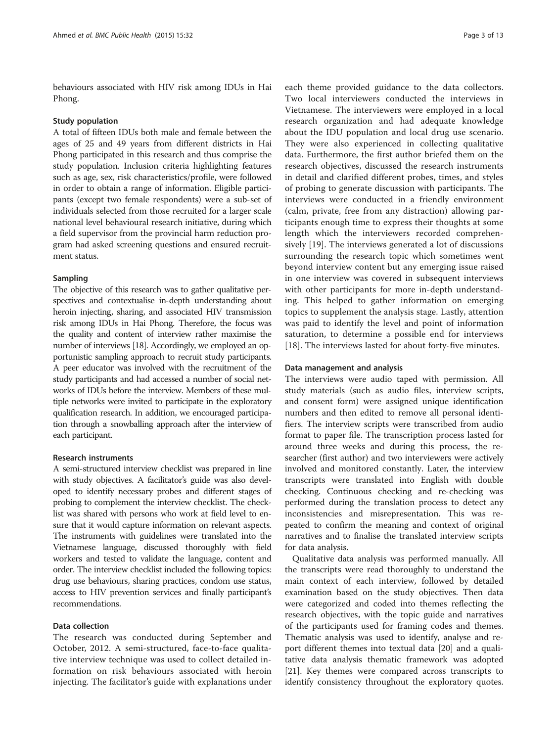behaviours associated with HIV risk among IDUs in Hai Phong.

### Study population

A total of fifteen IDUs both male and female between the ages of 25 and 49 years from different districts in Hai Phong participated in this research and thus comprise the study population. Inclusion criteria highlighting features such as age, sex, risk characteristics/profile, were followed in order to obtain a range of information. Eligible participants (except two female respondents) were a sub-set of individuals selected from those recruited for a larger scale national level behavioural research initiative, during which a field supervisor from the provincial harm reduction program had asked screening questions and ensured recruitment status.

### Sampling

The objective of this research was to gather qualitative perspectives and contextualise in-depth understanding about heroin injecting, sharing, and associated HIV transmission risk among IDUs in Hai Phong. Therefore, the focus was the quality and content of interview rather maximise the number of interviews [18]. Accordingly, we employed an opportunistic sampling approach to recruit study participants. A peer educator was involved with the recruitment of the study participants and had accessed a number of social networks of IDUs before the interview. Members of these multiple networks were invited to participate in the exploratory qualification research. In addition, we encouraged participation through a snowballing approach after the interview of each participant.

### Research instruments

A semi-structured interview checklist was prepared in line with study objectives. A facilitator's guide was also developed to identify necessary probes and different stages of probing to complement the interview checklist. The checklist was shared with persons who work at field level to ensure that it would capture information on relevant aspects. The instruments with guidelines were translated into the Vietnamese language, discussed thoroughly with field workers and tested to validate the language, content and order. The interview checklist included the following topics: drug use behaviours, sharing practices, condom use status, access to HIV prevention services and finally participant's recommendations.

### Data collection

The research was conducted during September and October, 2012. A semi-structured, face-to-face qualitative interview technique was used to collect detailed information on risk behaviours associated with heroin injecting. The facilitator's guide with explanations under each theme provided guidance to the data collectors. Two local interviewers conducted the interviews in Vietnamese. The interviewers were employed in a local research organization and had adequate knowledge about the IDU population and local drug use scenario. They were also experienced in collecting qualitative data. Furthermore, the first author briefed them on the research objectives, discussed the research instruments in detail and clarified different probes, times, and styles of probing to generate discussion with participants. The interviews were conducted in a friendly environment (calm, private, free from any distraction) allowing participants enough time to express their thoughts at some length which the interviewers recorded comprehensively [19]. The interviews generated a lot of discussions surrounding the research topic which sometimes went beyond interview content but any emerging issue raised in one interview was covered in subsequent interviews with other participants for more in-depth understanding. This helped to gather information on emerging topics to supplement the analysis stage. Lastly, attention was paid to identify the level and point of information saturation, to determine a possible end for interviews [18]. The interviews lasted for about forty-five minutes.

### Data management and analysis

The interviews were audio taped with permission. All study materials (such as audio files, interview scripts, and consent form) were assigned unique identification numbers and then edited to remove all personal identifiers. The interview scripts were transcribed from audio format to paper file. The transcription process lasted for around three weeks and during this process, the researcher (first author) and two interviewers were actively involved and monitored constantly. Later, the interview transcripts were translated into English with double checking. Continuous checking and re-checking was performed during the translation process to detect any inconsistencies and misrepresentation. This was repeated to confirm the meaning and context of original narratives and to finalise the translated interview scripts for data analysis.

Qualitative data analysis was performed manually. All the transcripts were read thoroughly to understand the main context of each interview, followed by detailed examination based on the study objectives. Then data were categorized and coded into themes reflecting the research objectives, with the topic guide and narratives of the participants used for framing codes and themes. Thematic analysis was used to identify, analyse and report different themes into textual data [20] and a qualitative data analysis thematic framework was adopted [21]. Key themes were compared across transcripts to identify consistency throughout the exploratory quotes.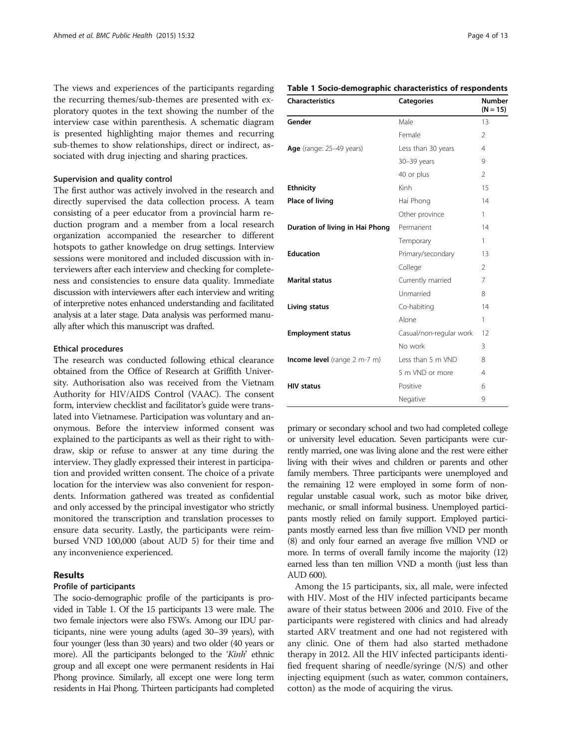The views and experiences of the participants regarding the recurring themes/sub-themes are presented with exploratory quotes in the text showing the number of the interview case within parenthesis. A schematic diagram is presented highlighting major themes and recurring sub-themes to show relationships, direct or indirect, associated with drug injecting and sharing practices.

### Supervision and quality control

The first author was actively involved in the research and directly supervised the data collection process. A team consisting of a peer educator from a provincial harm reduction program and a member from a local research organization accompanied the researcher to different hotspots to gather knowledge on drug settings. Interview sessions were monitored and included discussion with interviewers after each interview and checking for completeness and consistencies to ensure data quality. Immediate discussion with interviewers after each interview and writing of interpretive notes enhanced understanding and facilitated analysis at a later stage. Data analysis was performed manually after which this manuscript was drafted.

### Ethical procedures

The research was conducted following ethical clearance obtained from the Office of Research at Griffith University. Authorisation also was received from the Vietnam Authority for HIV/AIDS Control (VAAC). The consent form, interview checklist and facilitator's guide were translated into Vietnamese. Participation was voluntary and anonymous. Before the interview informed consent was explained to the participants as well as their right to withdraw, skip or refuse to answer at any time during the interview. They gladly expressed their interest in participation and provided written consent. The choice of a private location for the interview was also convenient for respondents. Information gathered was treated as confidential and only accessed by the principal investigator who strictly monitored the transcription and translation processes to ensure data security. Lastly, the participants were reimbursed VND 100,000 (about AUD 5) for their time and any inconvenience experienced.

## Results

### Profile of participants

The socio-demographic profile of the participants is provided in Table 1. Of the 15 participants 13 were male. The two female injectors were also FSWs. Among our IDU participants, nine were young adults (aged 30–39 years), with four younger (less than 30 years) and two older (40 years or more). All the participants belonged to the '*Kinh*' ethnic group and all except one were permanent residents in Hai Phong province. Similarly, all except one were long term residents in Hai Phong. Thirteen participants had completed primary or secondary school and two had completed college or university level education. Seven participants were currently married, one was living alone and the rest were either living with their wives and children or parents and other family members. Three participants were unemployed and the remaining 12 were employed in some form of non-regular unstable casual work, such as motor bike driver, mechanic, or small informal business. Unemployed participants mostly relied on family support. Employed participants mostly earned less than five million VND per month (8) and only four earned an average five million VND or more. In terms of overall family income the majority (12) earned less than ten million VND a month (just less than AUD 600).

Among the 15 participants, six, all male, were infected with HIV. Most of the HIV infected participants became aware of their status between 2006 and 2010. Five of the participants were registered with clinics and had already started ARV treatment and one had not registered with any clinic. One of them had also started methadone therapy in 2012. All the HIV infected participants identified frequent sharing of needle/syringe (N/S) and other injecting equipment (such as water, common containers, cotton) as the mode of acquiring the virus.

**Table 1 Socio-demographic characteristics of respondents**

| Characteristics | Categories | Number (N = 15) |
|---|---|---|
| **Gender** | Male | 13 |
| | Female | 2 |
| **Age** (range: 25–49 years) | Less than 30 years | 4 |
| | 30–39 years | 9 |
| | 40 or plus | 2 |
| **Ethnicity** | Kinh | 15 |
| **Place of living** | Hai Phong | 14 |
| | Other province | 1 |
| **Duration of living in Hai Phong** | Permanent | 14 |
| | Temporary | 1 |
| **Education** | Primary/secondary | 13 |
| | College | 2 |
| **Marital status** | Currently married | 7 |
| | Unmarried | 8 |
| **Living status** | Co-habiting | 14 |
| | Alone | 1 |
| **Employment status** | Casual/non-regular work | 12 |
| | No work | 3 |
| **Income level** (range 2 m-7 m) | Less than 5 m VND | 8 |
| | 5 m VND or more | 4 |
| **HIV status** | Positive | 6 |
| | Negative | 9 |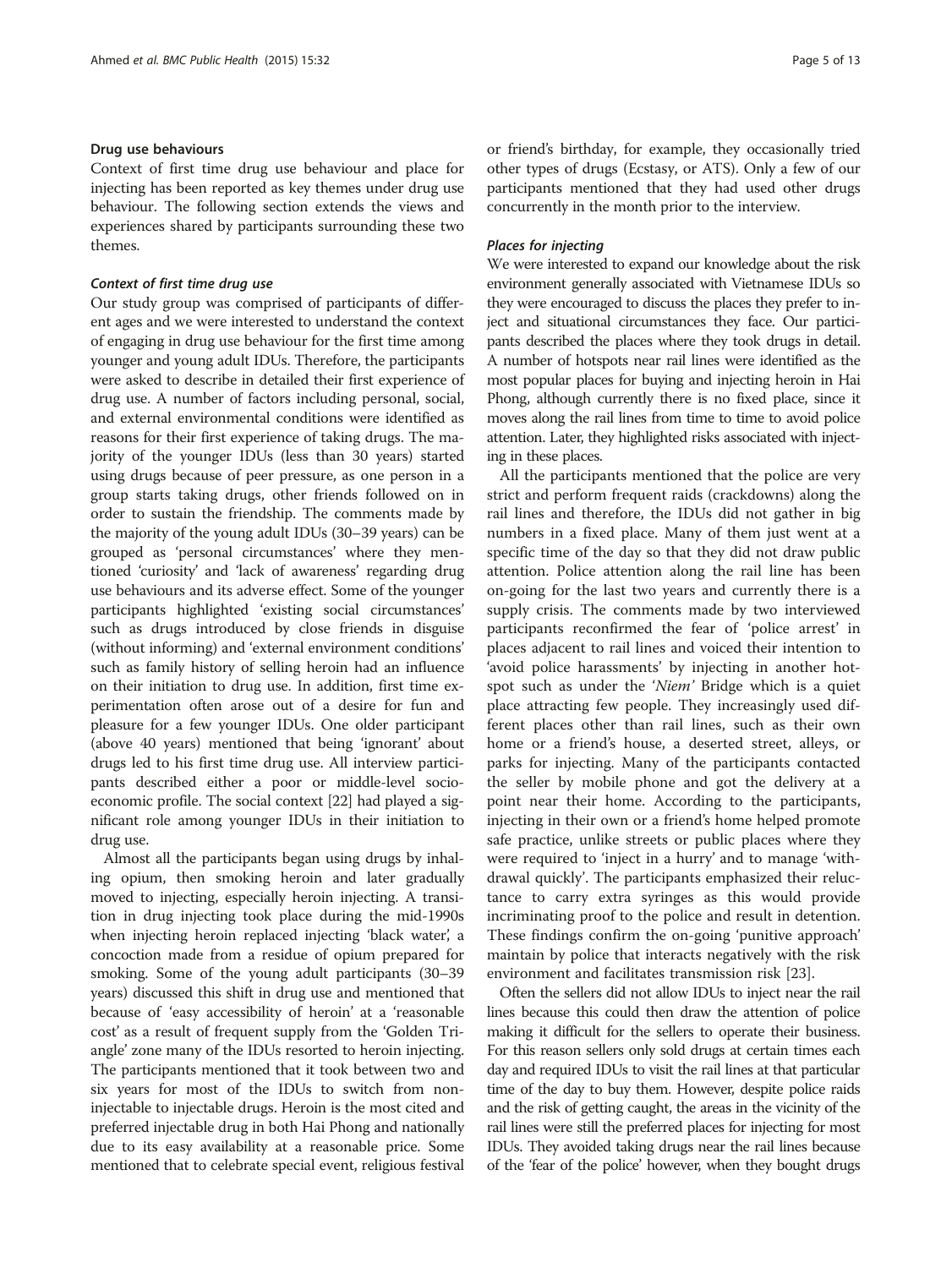### Drug use behaviours

Context of first time drug use behaviour and place for injecting has been reported as key themes under drug use behaviour. The following section extends the views and experiences shared by participants surrounding these two themes.

#### *Context of first time drug use*

Our study group was comprised of participants of different ages and we were interested to understand the context of engaging in drug use behaviour for the first time among younger and young adult IDUs. Therefore, the participants were asked to describe in detailed their first experience of drug use. A number of factors including personal, social, and external environmental conditions were identified as reasons for their first experience of taking drugs. The majority of the younger IDUs (less than 30 years) started using drugs because of peer pressure, as one person in a group starts taking drugs, other friends followed on in order to sustain the friendship. The comments made by the majority of the young adult IDUs (30–39 years) can be grouped as 'personal circumstances' where they mentioned 'curiosity' and 'lack of awareness' regarding drug use behaviours and its adverse effect. Some of the younger participants highlighted 'existing social circumstances' such as drugs introduced by close friends in disguise (without informing) and 'external environment conditions' such as family history of selling heroin had an influence on their initiation to drug use. In addition, first time experimentation often arose out of a desire for fun and pleasure for a few younger IDUs. One older participant (above 40 years) mentioned that being 'ignorant' about drugs led to his first time drug use. All interview participants described either a poor or middle-level socioeconomic profile. The social context [22] had played a significant role among younger IDUs in their initiation to drug use.

Almost all the participants began using drugs by inhaling opium, then smoking heroin and later gradually moved to injecting, especially heroin injecting. A transition in drug injecting took place during the mid-1990s when injecting heroin replaced injecting 'black water', a concoction made from a residue of opium prepared for smoking. Some of the young adult participants (30–39 years) discussed this shift in drug use and mentioned that because of 'easy accessibility of heroin' at a 'reasonable cost' as a result of frequent supply from the 'Golden Triangle' zone many of the IDUs resorted to heroin injecting. The participants mentioned that it took between two and six years for most of the IDUs to switch from non-injectable to injectable drugs. Heroin is the most cited and preferred injectable drug in both Hai Phong and nationally due to its easy availability at a reasonable price. Some mentioned that to celebrate special event, religious festival or friend's birthday, for example, they occasionally tried other types of drugs (Ecstasy, or ATS). Only a few of our participants mentioned that they had used other drugs concurrently in the month prior to the interview.

#### *Places for injecting*

We were interested to expand our knowledge about the risk environment generally associated with Vietnamese IDUs so they were encouraged to discuss the places they prefer to inject and situational circumstances they face. Our participants described the places where they took drugs in detail. A number of hotspots near rail lines were identified as the most popular places for buying and injecting heroin in Hai Phong, although currently there is no fixed place, since it moves along the rail lines from time to time to avoid police attention. Later, they highlighted risks associated with injecting in these places.

All the participants mentioned that the police are very strict and perform frequent raids (crackdowns) along the rail lines and therefore, the IDUs did not gather in big numbers in a fixed place. Many of them just went at a specific time of the day so that they did not draw public attention. Police attention along the rail line has been on-going for the last two years and currently there is a supply crisis. The comments made by two interviewed participants reconfirmed the fear of 'police arrest' in places adjacent to rail lines and voiced their intention to 'avoid police harassments' by injecting in another hotspot such as under the '*Niem*' Bridge which is a quiet place attracting few people. They increasingly used different places other than rail lines, such as their own home or a friend's house, a deserted street, alleys, or parks for injecting. Many of the participants contacted the seller by mobile phone and got the delivery at a point near their home. According to the participants, injecting in their own or a friend's home helped promote safe practice, unlike streets or public places where they were required to 'inject in a hurry' and to manage 'withdrawal quickly'. The participants emphasized their reluctance to carry extra syringes as this would provide incriminating proof to the police and result in detention. These findings confirm the on-going 'punitive approach' maintain by police that interacts negatively with the risk environment and facilitates transmission risk [23].

Often the sellers did not allow IDUs to inject near the rail lines because this could then draw the attention of police making it difficult for the sellers to operate their business. For this reason sellers only sold drugs at certain times each day and required IDUs to visit the rail lines at that particular time of the day to buy them. However, despite police raids and the risk of getting caught, the areas in the vicinity of the rail lines were still the preferred places for injecting for most IDUs. They avoided taking drugs near the rail lines because of the 'fear of the police' however, when they bought drugs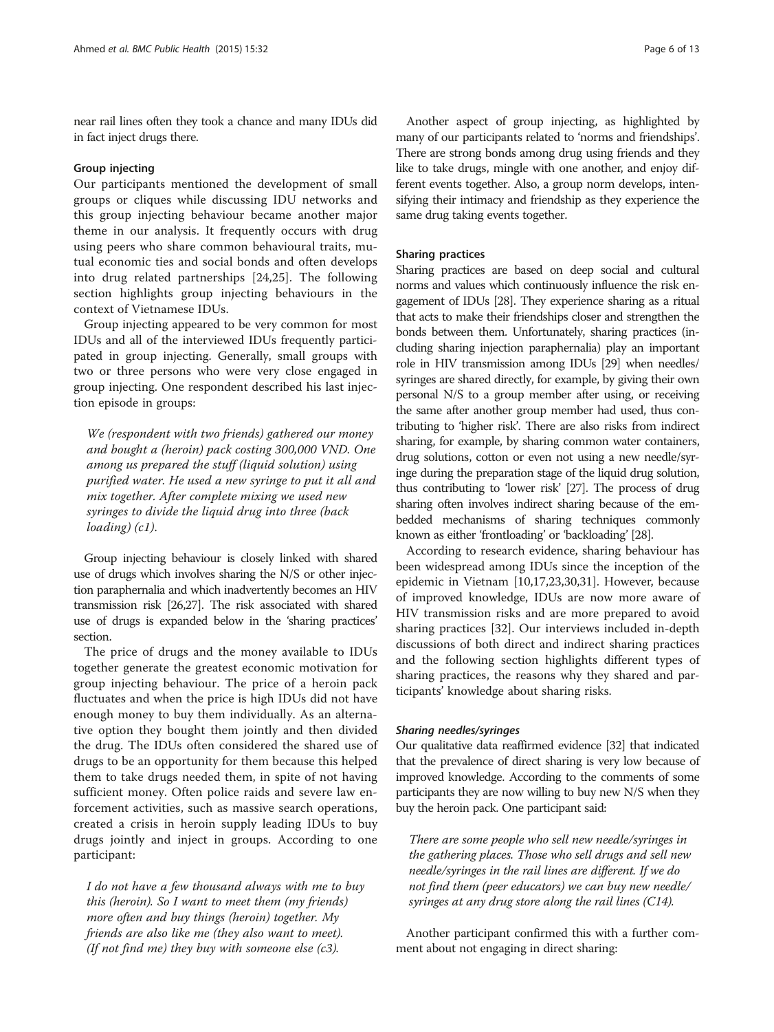near rail lines often they took a chance and many IDUs did in fact inject drugs there.

### Group injecting

Our participants mentioned the development of small groups or cliques while discussing IDU networks and this group injecting behaviour became another major theme in our analysis. It frequently occurs with drug using peers who share common behavioural traits, mutual economic ties and social bonds and often develops into drug related partnerships [24,25]. The following section highlights group injecting behaviours in the context of Vietnamese IDUs.

Group injecting appeared to be very common for most IDUs and all of the interviewed IDUs frequently participated in group injecting. Generally, small groups with two or three persons who were very close engaged in group injecting. One respondent described his last injection episode in groups:

> *We (respondent with two friends) gathered our money and bought a (heroin) pack costing 300,000 VND. One among us prepared the stuff (liquid solution) using purified water. He used a new syringe to put it all and mix together. After complete mixing we used new syringes to divide the liquid drug into three (back loading) (c1).*

Group injecting behaviour is closely linked with shared use of drugs which involves sharing the N/S or other injection paraphernalia and which inadvertently becomes an HIV transmission risk [26,27]. The risk associated with shared use of drugs is expanded below in the 'sharing practices' section.

The price of drugs and the money available to IDUs together generate the greatest economic motivation for group injecting behaviour. The price of a heroin pack fluctuates and when the price is high IDUs did not have enough money to buy them individually. As an alternative option they bought them jointly and then divided the drug. The IDUs often considered the shared use of drugs to be an opportunity for them because this helped them to take drugs needed them, in spite of not having sufficient money. Often police raids and severe law enforcement activities, such as massive search operations, created a crisis in heroin supply leading IDUs to buy drugs jointly and inject in groups. According to one participant:

> *I do not have a few thousand always with me to buy this (heroin). So I want to meet them (my friends) more often and buy things (heroin) together. My friends are also like me (they also want to meet). (If not find me) they buy with someone else (c3).*

Another aspect of group injecting, as highlighted by many of our participants related to 'norms and friendships'. There are strong bonds among drug using friends and they like to take drugs, mingle with one another, and enjoy different events together. Also, a group norm develops, intensifying their intimacy and friendship as they experience the same drug taking events together.

### Sharing practices

Sharing practices are based on deep social and cultural norms and values which continuously influence the risk engagement of IDUs [28]. They experience sharing as a ritual that acts to make their friendships closer and strengthen the bonds between them. Unfortunately, sharing practices (including sharing injection paraphernalia) play an important role in HIV transmission among IDUs [29] when needles/syringes are shared directly, for example, by giving their own personal N/S to a group member after using, or receiving the same after another group member had used, thus contributing to 'higher risk'. There are also risks from indirect sharing, for example, by sharing common water containers, drug solutions, cotton or even not using a new needle/syringe during the preparation stage of the liquid drug solution, thus contributing to 'lower risk' [27]. The process of drug sharing often involves indirect sharing because of the embedded mechanisms of sharing techniques commonly known as either 'frontloading' or 'backloading' [28].

According to research evidence, sharing behaviour has been widespread among IDUs since the inception of the epidemic in Vietnam [10,17,23,30,31]. However, because of improved knowledge, IDUs are now more aware of HIV transmission risks and are more prepared to avoid sharing practices [32]. Our interviews included in-depth discussions of both direct and indirect sharing practices and the following section highlights different types of sharing practices, the reasons why they shared and participants' knowledge about sharing risks.

#### *Sharing needles/syringes*

Our qualitative data reaffirmed evidence [32] that indicated that the prevalence of direct sharing is very low because of improved knowledge. According to the comments of some participants they are now willing to buy new N/S when they buy the heroin pack. One participant said:

> *There are some people who sell new needle/syringes in the gathering places. Those who sell drugs and sell new needle/syringes in the rail lines are different. If we do not find them (peer educators) we can buy new N/S at any drug store along the rail lines (C14).*

Another participant confirmed this with a further comment about not engaging in direct sharing: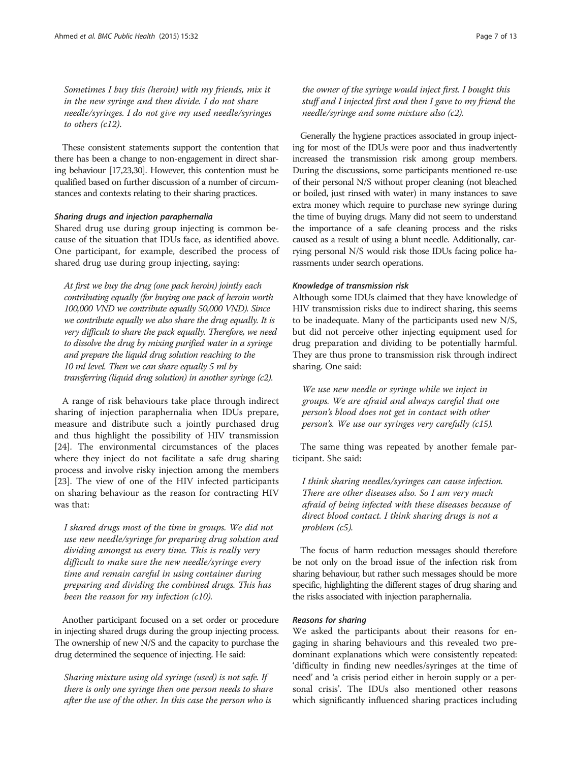*Sometimes I buy this (heroin) with my friends, mix it in the new syringe and then divide. I do not share needle/syringes. I do not give my used needle/syringes to others (c12).*

These consistent statements support the contention that there has been a change to non-engagement in direct sharing behaviour [17,23,30]. However, this contention must be qualified based on further discussion of a number of circumstances and contexts relating to their sharing practices.

#### *Sharing drugs and injection paraphernalia*

Shared drug use during group injecting is common because of the situation that IDUs face, as identified above. One participant, for example, described the process of shared drug use during group injecting, saying:

*At first we buy the drug (one pack heroin) jointly each contributing equally (for buying one pack of heroin worth 100,000 VND we contribute equally 50,000 VND). Since we contribute equally we also share the drug equally. It is very difficult to share the pack equally. Therefore, we need to dissolve the drug by mixing purified water in a syringe and prepare the liquid drug solution reaching to the 10 ml level. Then we can share equally 5 ml by transferring (liquid drug solution) in another syringe (c2).*

A range of risk behaviours take place through indirect sharing of injection paraphernalia when IDUs prepare, measure and distribute such a jointly purchased drug and thus highlight the possibility of HIV transmission [24]. The environmental circumstances of the places where they inject do not facilitate a safe drug sharing process and involve risky injection among the members [23]. The view of one of the HIV infected participants on sharing behaviour as the reason for contracting HIV was that:

*I shared drugs most of the time in groups. We did not use new needle/syringe for preparing drug solution and dividing amongst us every time. This is really very difficult to make sure the new needle/syringe every time and remain careful in using container during preparing and dividing the combined drugs. This has been the reason for my infection (c10).*

Another participant focused on a set order or procedure in injecting shared drugs during the group injecting process. The ownership of new N/S and the capacity to purchase the drug determined the sequence of injecting. He said:

*Sharing mixture using old syringe (used) is not safe. If there is only one syringe then one person needs to share after the use of the other. In this case the person who is the owner of the syringe would inject first. I bought this stuff and I injected first and then I gave to my friend the needle/syringe and some mixture also (c2).*

Generally the hygiene practices associated in group injecting for most of the IDUs were poor and thus inadvertently increased the transmission risk among group members. During the discussions, some participants mentioned re-use of their personal N/S without proper cleaning (not bleached or boiled, just rinsed with water) in many instances to save extra money which require to purchase new syringe during the time of buying drugs. Many did not seem to understand the importance of a safe cleaning process and the risks caused as a result of using a blunt needle. Additionally, carrying personal N/S would risk those IDUs facing police harassments under search operations.

#### *Knowledge of transmission risk*

Although some IDUs claimed that they have knowledge of HIV transmission risks due to indirect sharing, this seems to be inadequate. Many of the participants used new N/S, but did not perceive other injecting equipment used for drug preparation and dividing to be potentially harmful. They are thus prone to transmission risk through indirect sharing. One said:

*We use new needle or syringe while we inject in groups. We are afraid and always careful that one person's blood does not get in contact with other person's. We use our syringes very carefully (c15).*

The same thing was repeated by another female participant. She said:

*I think sharing needles/syringes can cause infection. There are other diseases also. So I am very much afraid of being infected with these diseases because of direct blood contact. I think sharing drugs is not a problem (c5).*

The focus of harm reduction messages should therefore be not only on the broad issue of the infection risk from sharing behaviour, but rather such messages should be more specific, highlighting the different stages of drug sharing and the risks associated with injection paraphernalia.

#### *Reasons for sharing*

We asked the participants about their reasons for engaging in sharing behaviours and this revealed two predominant explanations which were consistently repeated: 'difficulty in finding new needles/syringes at the time of need' and 'a crisis period either in heroin supply or a personal crisis'. The IDUs also mentioned other reasons which significantly influenced sharing practices including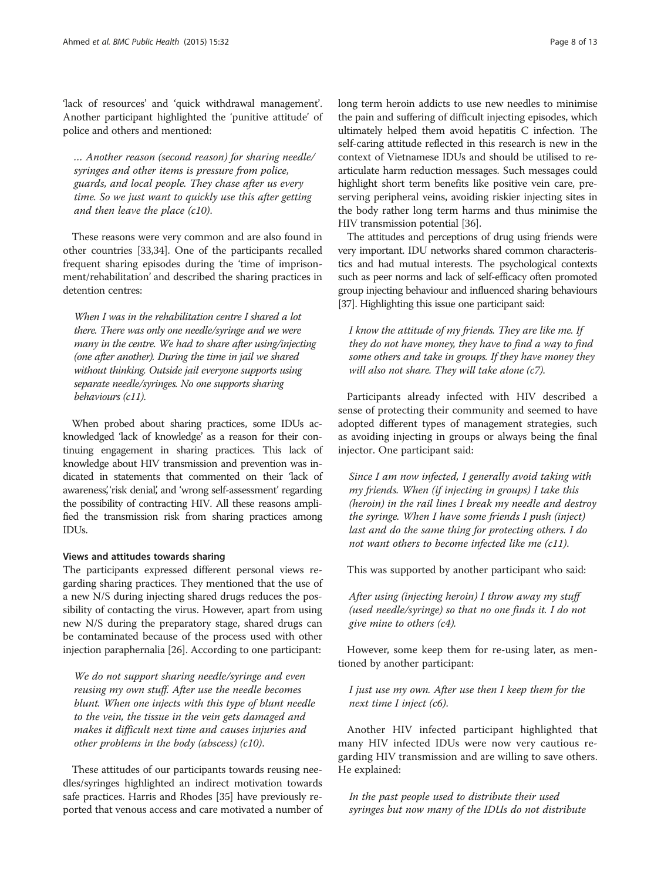'lack of resources' and 'quick withdrawal management'. Another participant highlighted the 'punitive attitude' of police and others and mentioned:

> *… Another reason (second reason) for sharing needle/syringes and other items is pressure from police, guards, and local people. They chase after us every time. So we just want to quickly use this after getting and then leave the place (c10).*

These reasons were very common and are also found in other countries [33,34]. One of the participants recalled frequent sharing episodes during the 'time of imprisonment/rehabilitation' and described the sharing practices in detention centres:

> *When I was in the rehabilitation centre I shared a lot there. There was only one needle/syringe and we were many in the centre. We had to share after using/injecting (one after another). During the time in jail we shared without thinking. Outside jail everyone supports using separate needle/syringes. No one supports sharing behaviours (c11).*

When probed about sharing practices, some IDUs acknowledged 'lack of knowledge' as a reason for their continuing engagement in sharing practices. This lack of knowledge about HIV transmission and prevention was indicated in statements that commented on their 'lack of awareness,' 'risk denial,' and 'wrong self-assessment' regarding the possibility of contracting HIV. All these reasons amplified the transmission risk from sharing practices among IDUs.

### Views and attitudes towards sharing

The participants expressed different personal views regarding sharing practices. They mentioned that the use of a new N/S during injecting shared drugs reduces the possibility of contacting the virus. However, apart from using new N/S during the preparatory stage, shared drugs can be contaminated because of the process used with other injection paraphernalia [26]. According to one participant:

> *We do not support sharing needle/syringe and even reusing my own stuff. After use the needle becomes blunt. When one injects with this type of blunt needle to the vein, the tissue in the vein gets damaged and makes it difficult next time and causes injuries and other problems in the body (abscess) (c10).*

These attitudes of our participants towards reusing needles/syringes highlighted an indirect motivation towards safe practices. Harris and Rhodes [35] have previously reported that venous access and care motivated a number of long term heroin addicts to use new needles to minimise the pain and suffering of difficult injecting episodes, which ultimately helped them avoid hepatitis C infection. The self-caring attitude reflected in this research is new in the context of Vietnamese IDUs and should be utilised to re-articulate harm reduction messages. Such messages could highlight short term benefits like positive vein care, preserving peripheral veins, avoiding riskier injecting sites in the body rather long term harms and thus minimise the HIV transmission potential [36].

The attitudes and perceptions of drug using friends were very important. IDU networks shared common characteristics and had mutual interests. The psychological contexts such as peer norms and lack of self-efficacy often promoted group injecting behaviour and influenced sharing behaviours [37]. Highlighting this issue one participant said:

> *I know the attitude of my friends. They are like me. If they do not have money, they have to find a way to find some others and take in groups. If they have money they will also not share. They will take alone (c7).*

Participants already infected with HIV described a sense of protecting their community and seemed to have adopted different types of management strategies, such as avoiding injecting in groups or always being the final injector. One participant said:

> *Since I am now infected, I generally avoid taking with my friends. When (if injecting in groups) I take this (heroin) in the rail lines I break my needle and destroy the syringe. When I have some friends I push (inject) last and do the same thing for protecting others. I do not want others to become infected like me (c11).*

This was supported by another participant who said:

> *After using (injecting heroin) I throw away my stuff (used needle/syringe) so that no one finds it. I do not give mine to others (c4).*

However, some keep them for re-using later, as mentioned by another participant:

> *I just use my own. After use then I keep them for the next time I inject (c6).*

Another HIV infected participant highlighted that many HIV infected IDUs were now very cautious regarding HIV transmission and are willing to save others. He explained:

> *In the past people used to distribute their used syringes but now many of the IDUs do not distribute*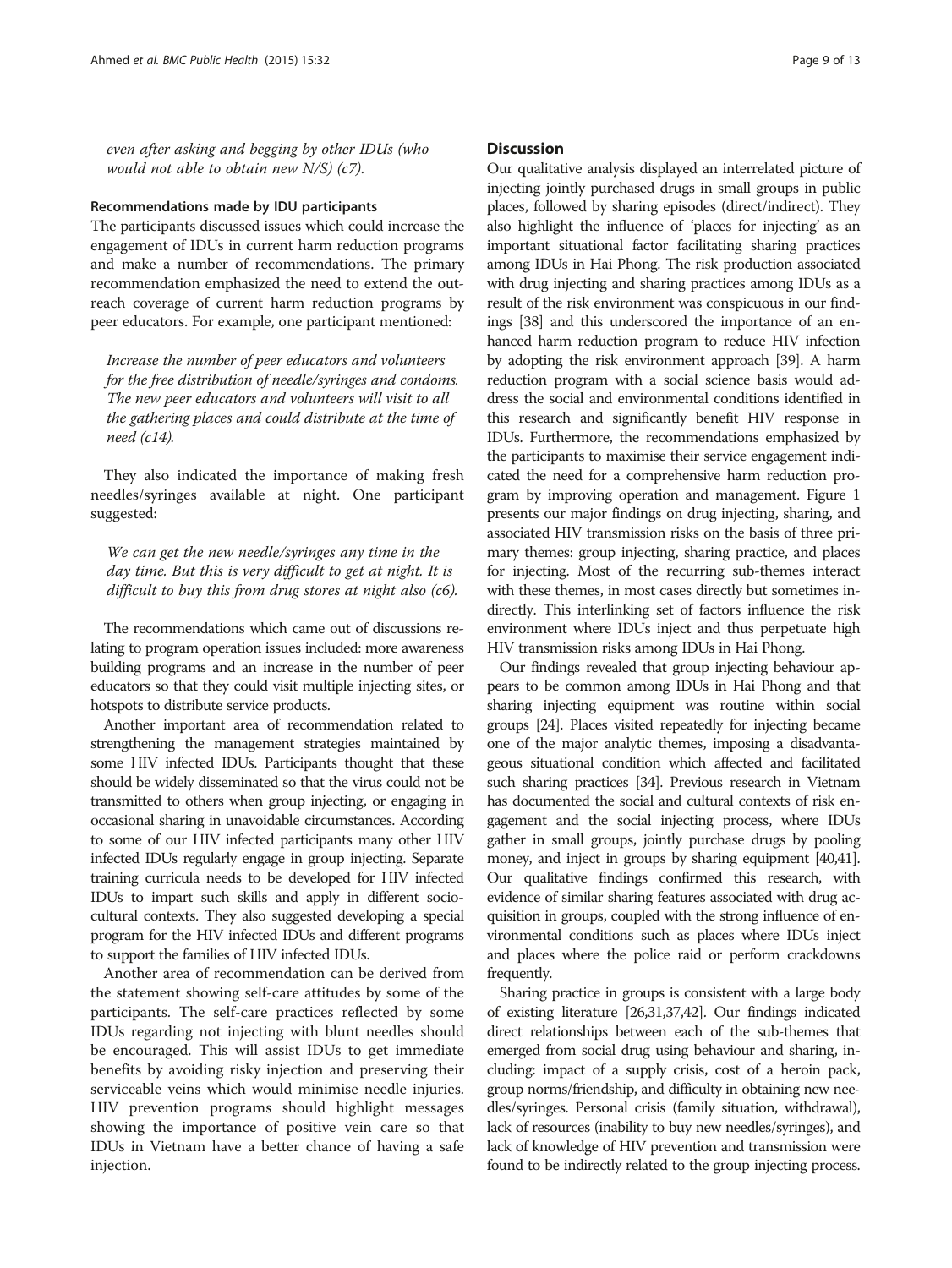*even after asking and begging by other IDUs (who would not able to obtain new N/S) (c7).*

### Recommendations made by IDU participants

The participants discussed issues which could increase the engagement of IDUs in current harm reduction programs and make a number of recommendations. The primary recommendation emphasized the need to extend the outreach coverage of current harm reduction programs by peer educators. For example, one participant mentioned:

> *Increase the number of peer educators and volunteers for the free distribution of needle/syringes and condoms. The new peer educators and volunteers will visit to all the gathering places and could distribute at the time of need (c14).*

They also indicated the importance of making fresh needles/syringes available at night. One participant suggested:

> *We can get the new needle/syringes any time in the day time. But this is very difficult to get at night. It is difficult to buy this from drug stores at night also (c6).*

The recommendations which came out of discussions relating to program operation issues included: more awareness building programs and an increase in the number of peer educators so that they could visit multiple injecting sites, or hotspots to distribute service products.

Another important area of recommendation related to strengthening the management strategies maintained by some HIV infected IDUs. Participants thought that these should be widely disseminated so that the virus could not be transmitted to others when group injecting, or engaging in occasional sharing in unavoidable circumstances. According to some of our HIV infected participants many other HIV infected IDUs regularly engage in group injecting. Separate training curricula needs to be developed for HIV infected IDUs to impart such skills and apply in different socio-cultural contexts. They also suggested developing a special program for the HIV infected IDUs and different programs to support the families of HIV infected IDUs.

Another area of recommendation can be derived from the statement showing self-care attitudes by some of the participants. The self-care practices reflected by some IDUs regarding not injecting with blunt needles should be encouraged. This will assist IDUs to get immediate benefits by avoiding risky injection and preserving their serviceable veins which would minimise needle injuries. HIV prevention programs should highlight messages showing the importance of positive vein care so that IDUs in Vietnam have a better chance of having a safe injection.

## Discussion

Our qualitative analysis displayed an interrelated picture of injecting jointly purchased drugs in small groups in public places, followed by sharing episodes (direct/indirect). They also highlight the influence of 'places for injecting' as an important situational factor facilitating sharing practices among IDUs in Hai Phong. The risk production associated with drug injecting and sharing practices among IDUs as a result of the risk environment was conspicuous in our findings [38] and this underscored the importance of an enhanced harm reduction program to reduce HIV infection by adopting the risk environment approach [39]. A harm reduction program with a social science basis would address the social and environmental conditions identified in this research and significantly benefit HIV response in IDUs. Furthermore, the recommendations emphasized by the participants to maximise their service engagement indicated the need for a comprehensive harm reduction program by improving operation and management. Figure 1 presents our major findings on drug injecting, sharing, and associated HIV transmission risks on the basis of three primary themes: group injecting, sharing practice, and places for injecting. Most of the recurring sub-themes interact with these themes, in most cases directly but sometimes indirectly. This interlinking set of factors influence the risk environment where IDUs inject and thus perpetuate high HIV transmission risks among IDUs in Hai Phong.

Our findings revealed that group injecting behaviour appears to be common among IDUs in Hai Phong and that sharing injecting equipment was routine within social groups [24]. Places visited repeatedly for injecting became one of the major analytic themes, imposing a disadvantageous situational condition which affected and facilitated such sharing practices [34]. Previous research in Vietnam has documented the social and cultural contexts of risk engagement and the social injecting process, where IDUs gather in small groups, jointly purchase drugs by pooling money, and inject in groups by sharing equipment [40,41]. Our qualitative findings confirmed this research, with evidence of similar sharing features associated with drug acquisition in groups, coupled with the strong influence of environmental conditions such as places where IDUs inject and places where the police raid or perform crackdowns frequently.

Sharing practice in groups is consistent with a large body of existing literature [26,31,37,42]. Our findings indicated direct relationships between each of the sub-themes that emerged from social drug using behaviour and sharing, including: impact of a supply crisis, cost of a heroin pack, group norms/friendship, and difficulty in obtaining new needles/syringes. Personal crisis (family situation, withdrawal), lack of resources (inability to buy new needles/syringes), and lack of knowledge of HIV prevention and transmission were found to be indirectly related to the group injecting process.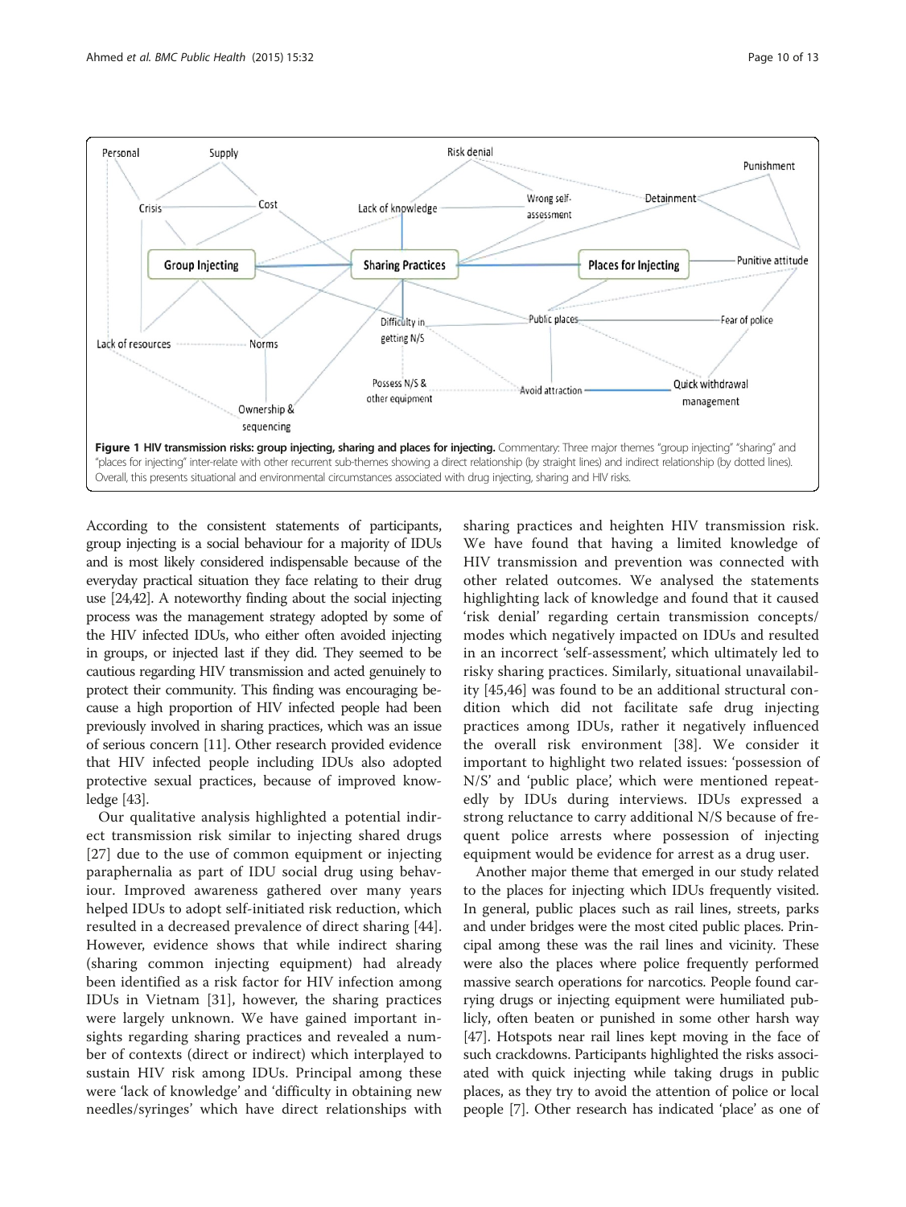Personal
Supply
Risk denial
Punishment
Crisis
Cost
Lack of knowledge
Wrong self-assessment
Detainment
Group Injecting
Sharing Practices
Places for Injecting
Punitive attitude
Difficulty in getting N/S
Public places
Fear of police
Lack of resources
Norms
Possess N/S & other equipment
Avoid attraction
Quick withdrawal management
Ownership & sequencing

**Figure 1 HIV transmission risks: group injecting, sharing and places for injecting.** Commentary: Three major themes "group injecting" "sharing" and "places for injecting" inter-relate with other recurrent sub-themes showing a direct relationship (by straight lines) and indirect relationship (by dotted lines). Overall, this presents situational and environmental circumstances associated with drug injecting, sharing and HIV risks.

According to the consistent statements of participants, group injecting is a social behaviour for a majority of IDUs and is most likely considered indispensable because of the everyday practical situation they face relating to their drug use [24,42]. A noteworthy finding about the social injecting process was the management strategy adopted by some of the HIV infected IDUs, who either often avoided injecting in groups, or injected last if they did. They seemed to be cautious regarding HIV transmission and acted genuinely to protect their community. This finding was encouraging because a high proportion of HIV infected people had been previously involved in sharing practices, which was an issue of serious concern [11]. Other research provided evidence that HIV infected people including IDUs also adopted protective sexual practices, because of improved knowledge [43].

Our qualitative analysis highlighted a potential indirect transmission risk similar to injecting shared drugs [27] due to the use of common equipment or injecting paraphernalia as part of IDU social drug using behaviour. Improved awareness gathered over many years helped IDUs to adopt self-initiated risk reduction, which resulted in a decreased prevalence of direct sharing [44]. However, evidence shows that while indirect sharing (sharing common injecting equipment) had already been identified as a risk factor for HIV infection among IDUs in Vietnam [31], however, the sharing practices were largely unknown. We have gained important insights regarding sharing practices and revealed a number of contexts (direct or indirect) which interplayed to sustain HIV risk among IDUs. Principal among these were 'lack of knowledge' and 'difficulty in obtaining new needles/syringes' which have direct relationships with sharing practices and heighten HIV transmission risk. We have found that having a limited knowledge of HIV transmission and prevention was connected with other related outcomes. We analysed the statements highlighting lack of knowledge and found that it caused 'risk denial' regarding certain transmission concepts/modes which negatively impacted on IDUs and resulted in an incorrect 'self-assessment', which ultimately led to risky sharing practices. Similarly, situational unavailability [45,46] was found to be an additional structural condition which did not facilitate safe drug injecting practices among IDUs, rather it negatively influenced the overall risk environment [38]. We consider it important to highlight two related issues: 'possession of N/S' and 'public place', which were mentioned repeatedly by IDUs during interviews. IDUs expressed a strong reluctance to carry additional N/S because of frequent police arrests where possession of injecting equipment would be evidence for arrest as a drug user.

Another major theme that emerged in our study related to the places for injecting which IDUs frequently visited. In general, public places such as rail lines, streets, parks and under bridges were the most cited public places. Principal among these was the rail lines and vicinity. These were also the places where police frequently performed massive search operations for narcotics. People found carrying drugs or injecting equipment were humiliated publicly, often beaten or punished in some other harsh way [47]. Hotspots near rail lines kept moving in the face of such crackdowns. Participants highlighted the risks associated with quick injecting while taking drugs in public places, as they try to avoid the attention of police or local people [7]. Other research has indicated 'place' as one of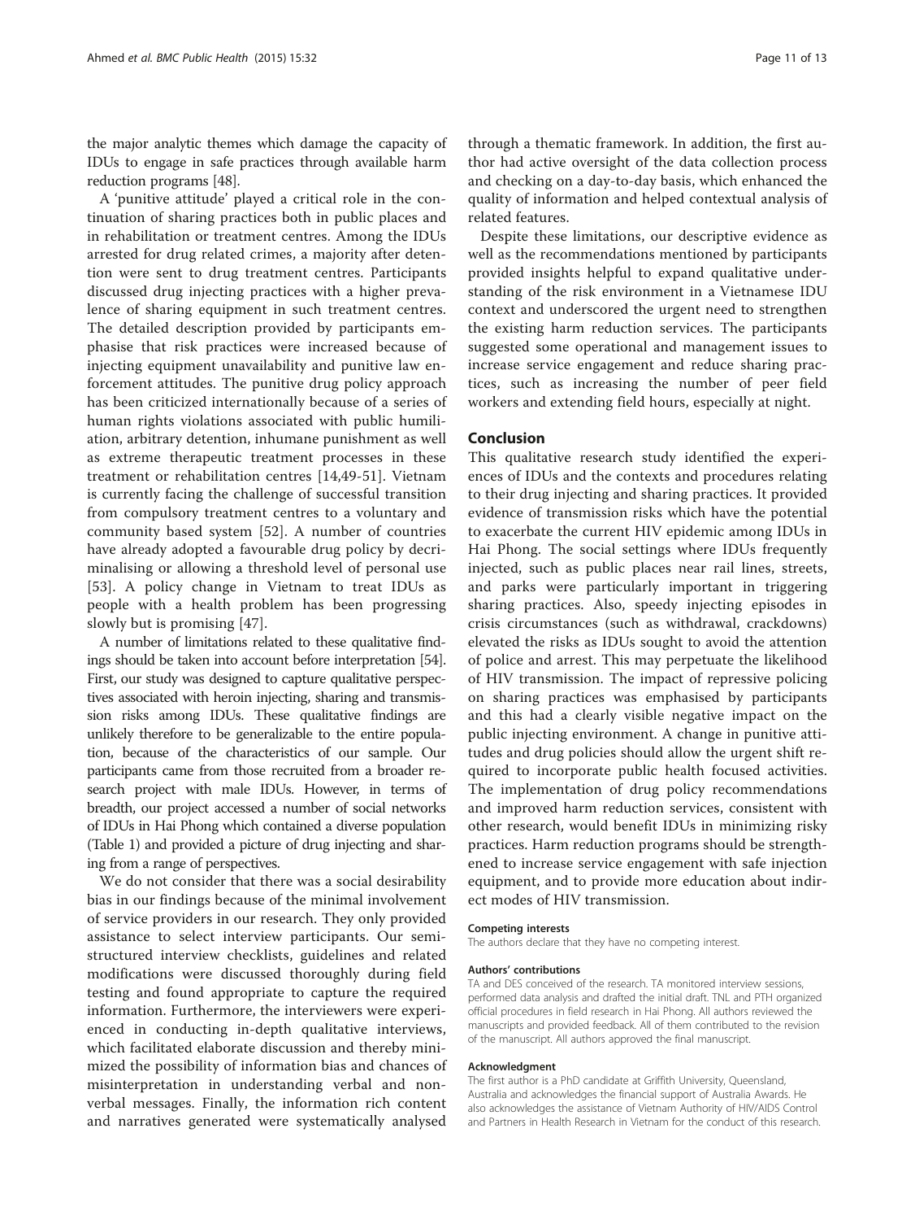the major analytic themes which damage the capacity of IDUs to engage in safe practices through available harm reduction programs [48].

A 'punitive attitude' played a critical role in the continuation of sharing practices both in public places and in rehabilitation or treatment centres. Among the IDUs arrested for drug related crimes, a majority after detention were sent to drug treatment centres. Participants discussed drug injecting practices with a higher prevalence of sharing equipment in such treatment centres. The detailed description provided by participants emphasise that risk practices were increased because of injecting equipment unavailability and punitive law enforcement attitudes. The punitive drug policy approach has been criticized internationally because of a series of human rights violations associated with public humiliation, arbitrary detention, inhumane punishment as well as extreme therapeutic treatment processes in these treatment or rehabilitation centres [14,49-51]. Vietnam is currently facing the challenge of successful transition from compulsory treatment centres to a voluntary and community based system [52]. A number of countries have already adopted a favourable drug policy by decriminalising or allowing a threshold level of personal use [53]. A policy change in Vietnam to treat IDUs as people with a health problem has been progressing slowly but is promising [47].

A number of limitations related to these qualitative findings should be taken into account before interpretation [54]. First, our study was designed to capture qualitative perspectives associated with heroin injecting, sharing and transmission risks among IDUs. These qualitative findings are unlikely therefore to be generalizable to the entire population, because of the characteristics of our sample. Our participants came from those recruited from a broader research project with male IDUs. However, in terms of breadth, our project accessed a number of social networks of IDUs in Hai Phong which contained a diverse population (Table 1) and provided a picture of drug injecting and sharing from a range of perspectives.

We do not consider that there was a social desirability bias in our findings because of the minimal involvement of service providers in our research. They only provided assistance to select interview participants. Our semi-structured interview checklists, guidelines and related modifications were discussed thoroughly during field testing and found appropriate to capture the required information. Furthermore, the interviewers were experienced in conducting in-depth qualitative interviews, which facilitated elaborate discussion and thereby minimized the possibility of information bias and chances of misinterpretation in understanding verbal and non-verbal messages. Finally, the information rich content and narratives generated were systematically analysed through a thematic framework. In addition, the first author had active oversight of the data collection process and checking on a day-to-day basis, which enhanced the quality of information and helped contextual analysis of related features.

Despite these limitations, our descriptive evidence as well as the recommendations mentioned by participants provided insights helpful to expand qualitative understanding of the risk environment in a Vietnamese IDU context and underscored the urgent need to strengthen the existing harm reduction services. The participants suggested some operational and management issues to increase service engagement and reduce sharing practices, such as increasing the number of peer field workers and extending field hours, especially at night.

## Conclusion

This qualitative research study identified the experiences of IDUs and the contexts and procedures relating to their drug injecting and sharing practices. It provided evidence of transmission risks which have the potential to exacerbate the current HIV epidemic among IDUs in Hai Phong. The social settings where IDUs frequently injected, such as public places near rail lines, streets, and parks were particularly important in triggering sharing practices. Also, speedy injecting episodes in crisis circumstances (such as withdrawal, crackdowns) elevated the risks as IDUs sought to avoid the attention of police and arrest. This may perpetuate the likelihood of HIV transmission. The impact of repressive policing on sharing practices was emphasised by participants and this had a clearly visible negative impact on the public injecting environment. A change in punitive attitudes and drug policies should allow the urgent shift required to incorporate public health focused activities. The implementation of drug policy recommendations and improved harm reduction services, consistent with other research, would benefit IDUs in minimizing risky practices. Harm reduction programs should be strengthened to increase service engagement with safe injection equipment, and to provide more education about indirect modes of HIV transmission.

#### Competing interests

The authors declare that they have no competing interest.

#### Authors' contributions

TA and DES conceived of the research. TA monitored interview sessions, performed data analysis and drafted the initial draft. TNL and PTH organized official procedures in field research in Hai Phong. All authors reviewed the manuscripts and provided feedback. All of them contributed to the revision of the manuscript. All authors approved the final manuscript.

#### Acknowledgment

The first author is a PhD candidate at Griffith University, Queensland, Australia and acknowledges the financial support of Australia Awards. He also acknowledges the assistance of Vietnam Authority of HIV/AIDS Control and Partners in Health Research in Vietnam for the conduct of this research.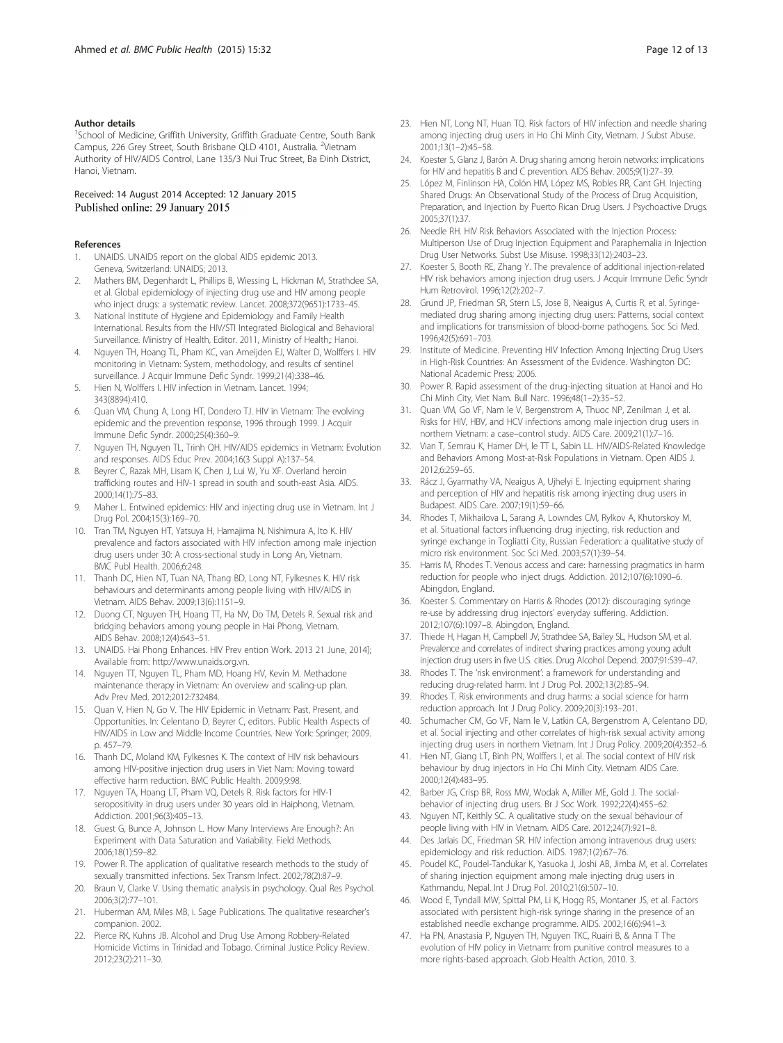## Author details

[1]School of Medicine, Griffith University, Griffith Graduate Centre, South Bank Campus, 226 Grey Street, South Brisbane QLD 4101, Australia. [2]Vietnam Authority of HIV/AIDS Control, Lane 135/3 Nui Truc Street, Ba Đinh District, Hanoi, Vietnam.

Received: 14 August 2014 Accepted: 12 January 2015
Published online: 29 January 2015

## References

1. UNAIDS. UNAIDS report on the global AIDS epidemic 2013. Geneva, Switzerland: UNAIDS; 2013.
2. Mathers BM, Degenhardt L, Phillips B, Wiessing L, Hickman M, Strathdee SA, et al. Global epidemiology of injecting drug use and HIV among people who inject drugs: a systematic review. Lancet. 2008;372(9651):1733–45.
3. National Institute of Hygiene and Epidemiology and Family Health International. Results from the HIV/STI Integrated Biological and Behavioral Surveillance. Ministry of Health, Editor. 2011, Ministry of Health,: Hanoi.
4. Nguyen TH, Hoang TL, Pham KC, van Ameijden EJ, Walter D, Wolffers I. HIV monitoring in Vietnam: System, methodology, and results of sentinel surveillance. J Acquir Immune Defic Syndr. 1999;21(4):338–46.
5. Hien N, Wolffers I. HIV infection in Vietnam. Lancet. 1994; 343(8894):410.
6. Quan VM, Chung A, Long HT, Dondero TJ. HIV in Vietnam: The evolving epidemic and the prevention response, 1996 through 1999. J Acquir Immune Defic Syndr. 2000;25(4):360–9.
7. Nguyen TH, Nguyen TL, Trinh QH. HIV/AIDS epidemics in Vietnam: Evolution and responses. AIDS Educ Prev. 2004;16(3 Suppl A):137–54.
8. Beyrer C, Razak MH, Lisam K, Chen J, Lui W, Yu XF. Overland heroin trafficking routes and HIV-1 spread in south and south-east Asia. AIDS. 2000;14(1):75–83.
9. Maher L. Entwined epidemics: HIV and injecting drug use in Vietnam. Int J Drug Pol. 2004;15(3):169–70.
10. Tran TM, Nguyen HT, Yatsuya H, Hamajima N, Nishimura A, Ito K. HIV prevalence and factors associated with HIV infection among male injection drug users under 30: A cross-sectional study in Long An, Vietnam. BMC Publ Health. 2006;6:248.
11. Thanh DC, Hien NT, Tuan NA, Thang BD, Long NT, Fylkesnes K. HIV risk behaviours and determinants among people living with HIV/AIDS in Vietnam. AIDS Behav. 2009;13(6):1151–9.
12. Duong CT, Nguyen TH, Hoang TT, Ha NV, Do TM, Detels R. Sexual risk and bridging behaviors among young people in Hai Phong, Vietnam. AIDS Behav. 2008;12(4):643–51.
13. UNAIDS. Hai Phong Enhances. HIV Prev ention Work. 2013 21 June, 2014]; Available from: http://www.unaids.org.vn.
14. Nguyen TT, Nguyen TL, Pham MD, Hoang HV, Kevin M. Methadone maintenance therapy in Vietnam: An overview and scaling-up plan. Adv Prev Med. 2012;2012:732484.
15. Quan V, Hien N, Go V. The HIV Epidemic in Vietnam: Past, Present, and Opportunities. In: Celentano D, Beyrer C, editors. Public Health Aspects of HIV/AIDS in Low and Middle Income Countries. New York: Springer; 2009. p. 457–79.
16. Thanh DC, Moland KM, Fylkesnes K. The context of HIV risk behaviours among HIV-positive injection drug users in Viet Nam: Moving toward effective harm reduction. BMC Public Health. 2009;9:98.
17. Nguyen TA, Hoang LT, Pham VQ, Detels R. Risk factors for HIV-1 seropositivity in drug users under 30 years old in Haiphong, Vietnam. Addiction. 2001;96(3):405–13.
18. Guest G, Bunce A, Johnson L. How Many Interviews Are Enough?: An Experiment with Data Saturation and Variability. Field Methods. 2006;18(1):59–82.
19. Power R. The application of qualitative research methods to the study of sexually transmitted infections. Sex Transm Infect. 2002;78(2):87–9.
20. Braun V, Clarke V. Using thematic analysis in psychology. Qual Res Psychol. 2006;3(2):77–101.
21. Huberman AM, Miles MB, i. Sage Publications. The qualitative researcher's companion. 2002.
22. Pierce RK, Kuhns JB. Alcohol and Drug Use Among Robbery-Related Homicide Victims in Trinidad and Tobago. Criminal Justice Policy Review. 2012;23(2):211–30.
23. Hien NT, Long NT, Huan TQ. Risk factors of HIV infection and needle sharing among injecting drug users in Ho Chi Minh City, Vietnam. J Subst Abuse. 2001;13(1–2):45–58.
24. Koester S, Glanz J, Barón A. Drug sharing among heroin networks: implications for HIV and hepatitis B and C prevention. AIDS Behav. 2005;9(1):27–39.
25. López M, Finlinson HA, Colón HM, López MS, Robles RR, Cant GH. Injecting Shared Drugs: An Observational Study of the Process of Drug Acquisition, Preparation, and Injection by Puerto Rican Drug Users. J Psychoactive Drugs. 2005;37(1):37.
26. Needle RH. HIV Risk Behaviors Associated with the Injection Process: Multiperson Use of Drug Injection Equipment and Paraphernalia in Injection Drug User Networks. Subst Use Misuse. 1998;33(12):2403–23.
27. Koester S, Booth RE, Zhang Y. The prevalence of additional injection-related HIV risk behaviors among injection drug users. J Acquir Immune Defic Syndr Hum Retrovirol. 1996;12(2):202–7.
28. Grund JP, Friedman SR, Stern LS, Jose B, Neaigus A, Curtis R, et al. Syringe-mediated drug sharing among injecting drug users: Patterns, social context and implications for transmission of blood-borne pathogens. Soc Sci Med. 1996;42(5):691–703.
29. Institute of Medicine. Preventing HIV Infection Among Injecting Drug Users in High-Risk Countries: An Assessment of the Evidence. Washington DC: National Academic Press; 2006.
30. Power R. Rapid assessment of the drug-injecting situation at Hanoi and Ho Chi Minh City, Viet Nam. Bull Narc. 1996;48(1–2):35–52.
31. Quan VM, Go VF, Nam le V, Bergenstrom A, Thuoc NP, Zenilman J, et al. Risks for HIV, HBV, and HCV infections among male injection drug users in northern Vietnam: a case–control study. AIDS Care. 2009;21(1):7–16.
32. Vian T, Semrau K, Hamer DH, le TT L, Sabin LL. HIV/AIDS-Related Knowledge and Behaviors Among Most-at-Risk Populations in Vietnam. Open AIDS J. 2012;6:259–65.
33. Rácz J, Gyarmathy VA, Neaigus A, Ujhelyi E. Injecting equipment sharing and perception of HIV and hepatitis risk among injecting drug users in Budapest. AIDS Care. 2007;19(1):59–66.
34. Rhodes T, Mikhailova L, Sarang A, Lowndes CM, Rylkov A, Khutorskoy M, et al. Situational factors influencing drug injecting, risk reduction and syringe exchange in Togliatti City, Russian Federation: a qualitative study of micro risk environment. Soc Sci Med. 2003;57(1):39–54.
35. Harris M, Rhodes T. Venous access and care: harnessing pragmatics in harm reduction for people who inject drugs. Addiction. 2012;107(6):1090–6. Abingdon, England.
36. Koester S. Commentary on Harris & Rhodes (2012): discouraging syringe re-use by addressing drug injectors' everyday suffering. Addiction. 2012;107(6):1097–8. Abingdon, England.
37. Thiede H, Hagan H, Campbell JV, Strathdee SA, Bailey SL, Hudson SM, et al. Prevalence and correlates of indirect sharing practices among young adult injection drug users in five U.S. cities. Drug Alcohol Depend. 2007;91:S39–47.
38. Rhodes T. The 'risk environment': a framework for understanding and reducing drug-related harm. Int J Drug Pol. 2002;13(2):85–94.
39. Rhodes T. Risk environments and drug harms: a social science for harm reduction approach. Int J Drug Policy. 2009;20(3):193–201.
40. Schumacher CM, Go VF, Nam le V, Latkin CA, Bergenstrom A, Celentano DD, et al. Social injecting and other correlates of high-risk sexual activity among injecting drug users in northern Vietnam. Int J Drug Policy. 2009;20(4):352–6.
41. Hien NT, Giang LT, Binh PN, Wolffers I, et al. The social context of HIV risk behaviour by drug injectors in Ho Chi Minh City. Vietnam AIDS Care. 2000;12(4):483–95.
42. Barber JG, Crisp BR, Ross MW, Wodak A, Miller ME, Gold J. The social-behavior of injecting drug users. Br J Soc Work. 1992;22(4):455–62.
43. Nguyen NT, Keithly SC. A qualitative study on the sexual behaviour of people living with HIV in Vietnam. AIDS Care. 2012;24(7):921–8.
44. Des Jarlais DC, Friedman SR. HIV infection among intravenous drug users: epidemiology and risk reduction. AIDS. 1987;1(2):67–76.
45. Poudel KC, Poudel-Tandukar K, Yasuoka J, Joshi AB, Jimba M, et al. Correlates of sharing injection equipment among male injecting drug users in Kathmandu, Nepal. Int J Drug Pol. 2010;21(6):507–10.
46. Wood E, Tyndall MW, Spittal PM, Li K, Hogg RS, Montaner JS, et al. Factors associated with persistent high-risk syringe sharing in the presence of an established needle exchange programme. AIDS. 2002;16(6):941–3.
47. Ha PN, Anastasia P, Nguyen TH, Nguyen TKC, Ruairi B, & Anna T The evolution of HIV policy in Vietnam: from punitive control measures to a more rights-based approach. Glob Health Action, 2010. 3.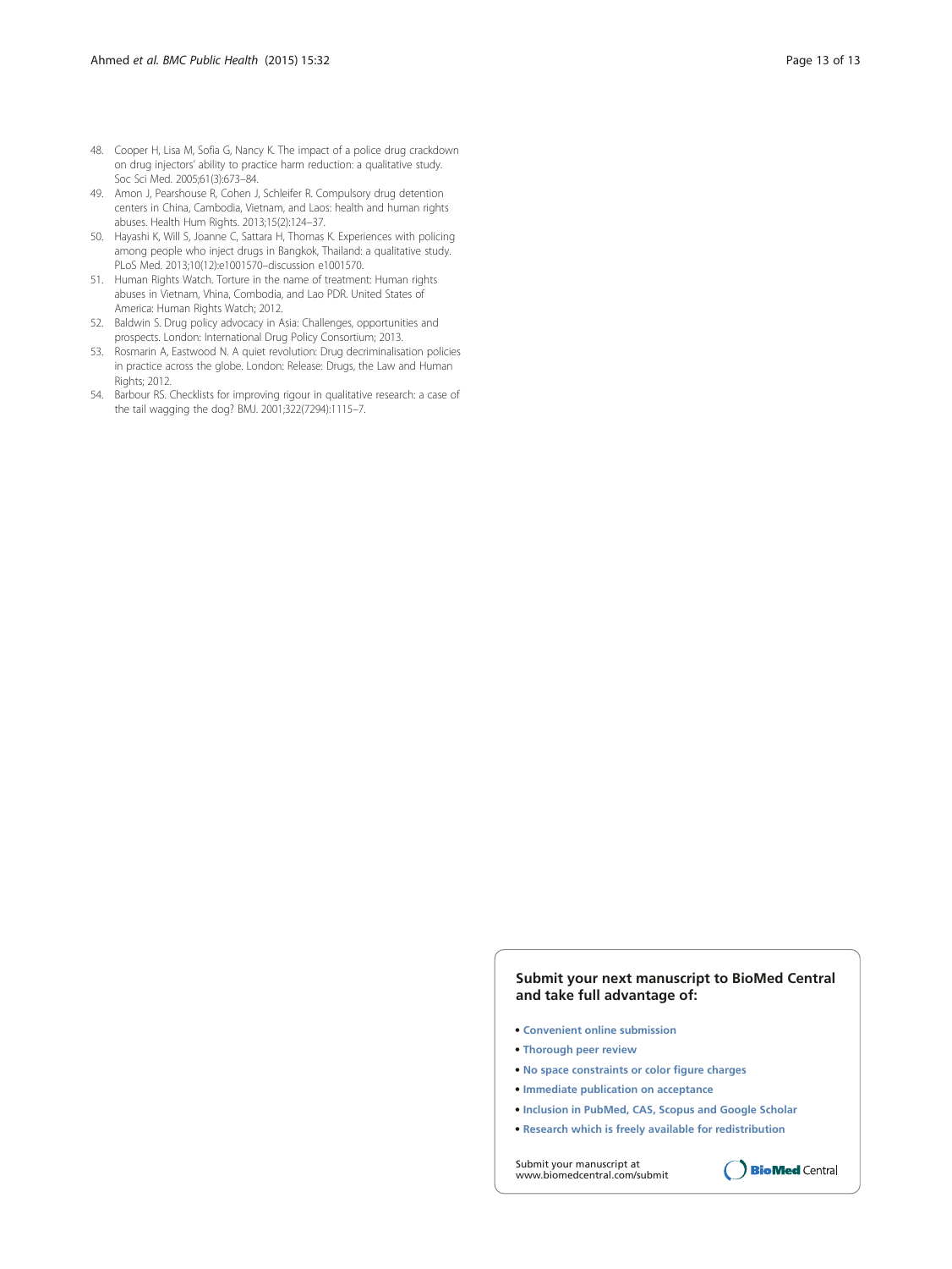48. Cooper H, Lisa M, Sofia G, Nancy K. The impact of a police drug crackdown on drug injectors' ability to practice harm reduction: a qualitative study. Soc Sci Med. 2005;61(3):673–84.
49. Amon J, Pearshouse R, Cohen J, Schleifer R. Compulsory drug detention centers in China, Cambodia, Vietnam, and Laos: health and human rights abuses. Health Hum Rights. 2013;15(2):124–37.
50. Hayashi K, Will S, Joanne C, Sattara H, Thomas K. Experiences with policing among people who inject drugs in Bangkok, Thailand: a qualitative study. PLoS Med. 2013;10(12):e1001570–discussion e1001570.
51. Human Rights Watch. Torture in the name of treatment: Human rights abuses in Vietnam, Vhina, Combodia, and Lao PDR. United States of America: Human Rights Watch; 2012.
52. Baldwin S. Drug policy advocacy in Asia: Challenges, opportunities and prospects. London: International Drug Policy Consortium; 2013.
53. Rosmarin A, Eastwood N. A quiet revolution: Drug decriminalisation policies in practice across the globe. London: Release: Drugs, the Law and Human Rights; 2012.
54. Barbour RS. Checklists for improving rigour in qualitative research: a case of the tail wagging the dog? BMJ. 2001;322(7294):1115–7.

**Submit your next manuscript to BioMed Central and take full advantage of:**

- **Convenient online submission**
- **Thorough peer review**
- **No space constraints or color figure charges**
- **Immediate publication on acceptance**
- **Inclusion in PubMed, CAS, Scopus and Google Scholar**
- **Research which is freely available for redistribution**

Submit your manuscript at
www.biomedcentral.com/submit

BioMed Central